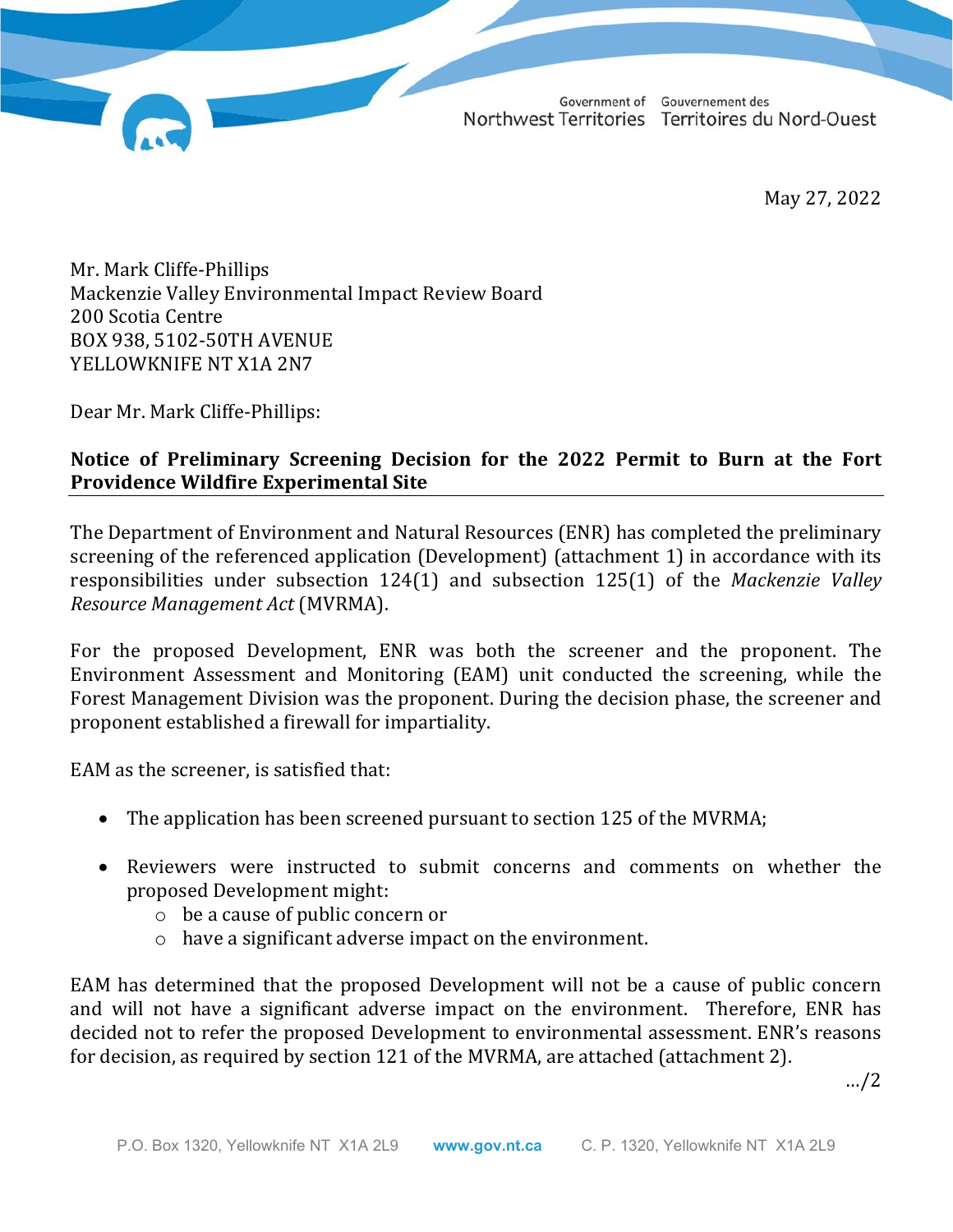Government of Northwest Territories | Gouvernement des Territoires du Nord-Ouest

May 27, 2022

Mr. Mark Cliffe-Phillips
Mackenzie Valley Environmental Impact Review Board
200 Scotia Centre
BOX 938, 5102-50TH AVENUE
YELLOWKNIFE NT X1A 2N7

Dear Mr. Mark Cliffe-Phillips:

**Notice of Preliminary Screening Decision for the 2022 Permit to Burn at the Fort Providence Wildfire Experimental Site**

The Department of Environment and Natural Resources (ENR) has completed the preliminary screening of the referenced application (Development) (attachment 1) in accordance with its responsibilities under subsection 124(1) and subsection 125(1) of the *Mackenzie Valley Resource Management Act* (MVRMA).

For the proposed Development, ENR was both the screener and the proponent. The Environment Assessment and Monitoring (EAM) unit conducted the screening, while the Forest Management Division was the proponent. During the decision phase, the screener and proponent established a firewall for impartiality.

EAM as the screener, is satisfied that:

- The application has been screened pursuant to section 125 of the MVRMA;
- Reviewers were instructed to submit concerns and comments on whether the proposed Development might:
  - be a cause of public concern or
  - have a significant adverse impact on the environment.

EAM has determined that the proposed Development will not be a cause of public concern and will not have a significant adverse impact on the environment. Therefore, ENR has decided not to refer the proposed Development to environmental assessment. ENR's reasons for decision, as required by section 121 of the MVRMA, are attached (attachment 2).

…/2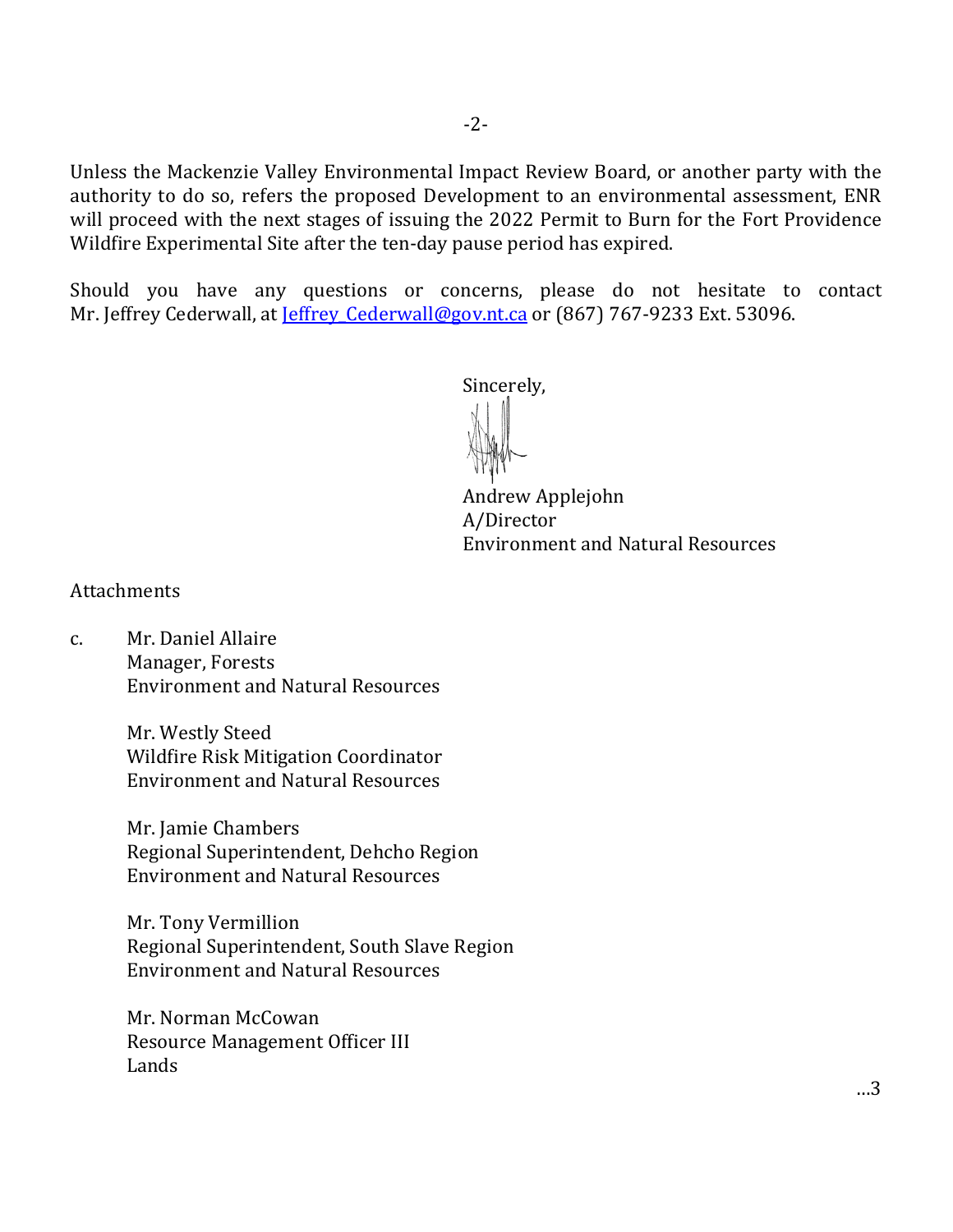Unless the Mackenzie Valley Environmental Impact Review Board, or another party with the authority to do so, refers the proposed Development to an environmental assessment, ENR will proceed with the next stages of issuing the 2022 Permit to Burn for the Fort Providence Wildfire Experimental Site after the ten-day pause period has expired.

Should you have any questions or concerns, please do not hesitate to contact Mr. Jeffrey Cederwall, at [Jeffrey_Cederwall@gov.nt.ca](mailto:Jeffrey_Cederwall@gov.nt.ca) or (867) 767-9233 Ext. 53096.

Sincerely,

Andrew Applejohn
A/Director
Environment and Natural Resources

Attachments

c. Mr. Daniel Allaire
Manager, Forests
Environment and Natural Resources

Mr. Westly Steed
Wildfire Risk Mitigation Coordinator
Environment and Natural Resources

Mr. Jamie Chambers
Regional Superintendent, Dehcho Region
Environment and Natural Resources

Mr. Tony Vermillion
Regional Superintendent, South Slave Region
Environment and Natural Resources

Mr. Norman McCowan
Resource Management Officer III
Lands

…3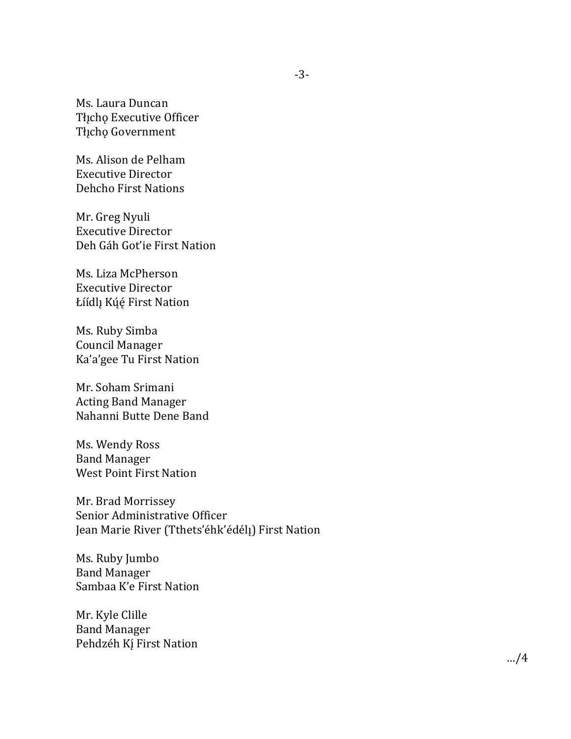Ms. Laura Duncan
Tłı̨chǫ Executive Officer
Tłı̨chǫ Government

Ms. Alison de Pelham
Executive Director
Dehcho First Nations

Mr. Greg Nyuli
Executive Director
Deh Gáh Got'ie First Nation

Ms. Liza McPherson
Executive Director
Łíídlı̨ Kų́ę́ First Nation

Ms. Ruby Simba
Council Manager
Ka'a'gee Tu First Nation

Mr. Soham Srimani
Acting Band Manager
Nahanni Butte Dene Band

Ms. Wendy Ross
Band Manager
West Point First Nation

Mr. Brad Morrissey
Senior Administrative Officer
Jean Marie River (Tthets'éhk'édélı̨) First Nation

Ms. Ruby Jumbo
Band Manager
Sambaa K'e First Nation

Mr. Kyle Clille
Band Manager
Pehdzéh Kį́ First Nation

…/4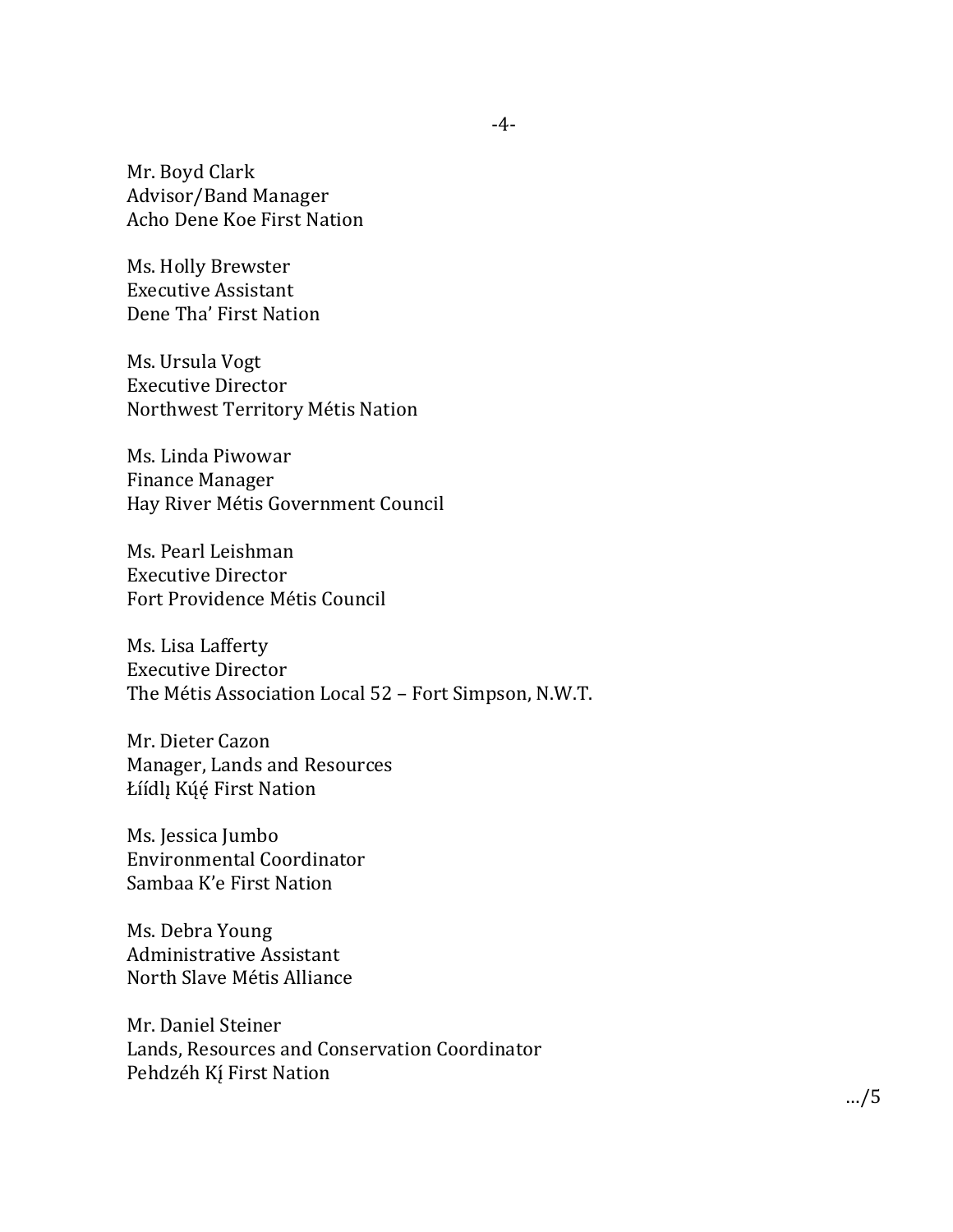Mr. Boyd Clark
Advisor/Band Manager
Acho Dene Koe First Nation

Ms. Holly Brewster
Executive Assistant
Dene Tha' First Nation

Ms. Ursula Vogt
Executive Director
Northwest Territory Métis Nation

Ms. Linda Piwowar
Finance Manager
Hay River Métis Government Council

Ms. Pearl Leishman
Executive Director
Fort Providence Métis Council

Ms. Lisa Lafferty
Executive Director
The Métis Association Local 52 – Fort Simpson, N.W.T.

Mr. Dieter Cazon
Manager, Lands and Resources
Łíídlı̨ Kų́ę́ First Nation

Ms. Jessica Jumbo
Environmental Coordinator
Sambaa K'e First Nation

Ms. Debra Young
Administrative Assistant
North Slave Métis Alliance

Mr. Daniel Steiner
Lands, Resources and Conservation Coordinator
Pehdzéh Kį First Nation

…/5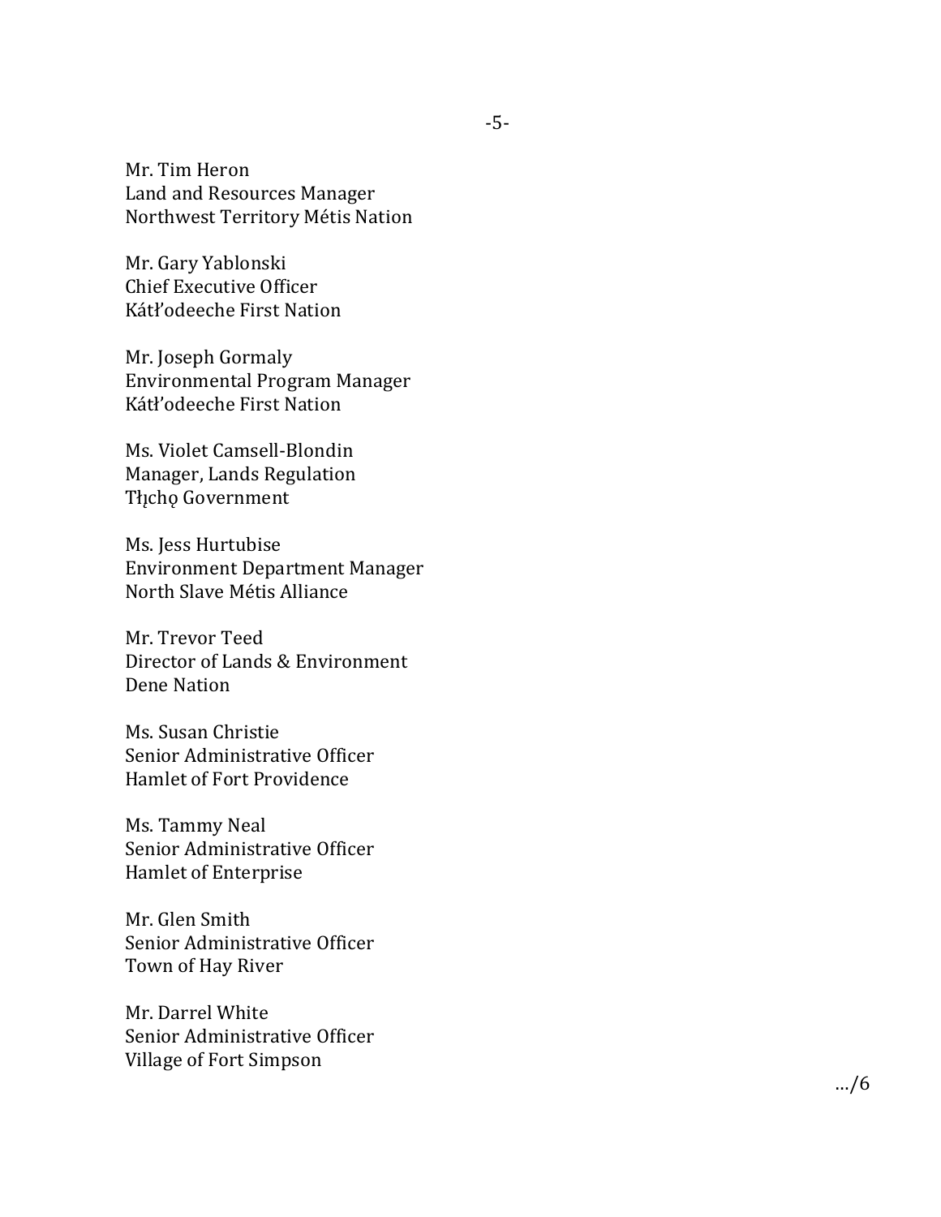Mr. Tim Heron
Land and Resources Manager
Northwest Territory Métis Nation

Mr. Gary Yablonski
Chief Executive Officer
Kátł'odeeche First Nation

Mr. Joseph Gormaly
Environmental Program Manager
Kátł'odeeche First Nation

Ms. Violet Camsell-Blondin
Manager, Lands Regulation
Tłı̨chǫ Government

Ms. Jess Hurtubise
Environment Department Manager
North Slave Métis Alliance

Mr. Trevor Teed
Director of Lands & Environment
Dene Nation

Ms. Susan Christie
Senior Administrative Officer
Hamlet of Fort Providence

Ms. Tammy Neal
Senior Administrative Officer
Hamlet of Enterprise

Mr. Glen Smith
Senior Administrative Officer
Town of Hay River

Mr. Darrel White
Senior Administrative Officer
Village of Fort Simpson

…/6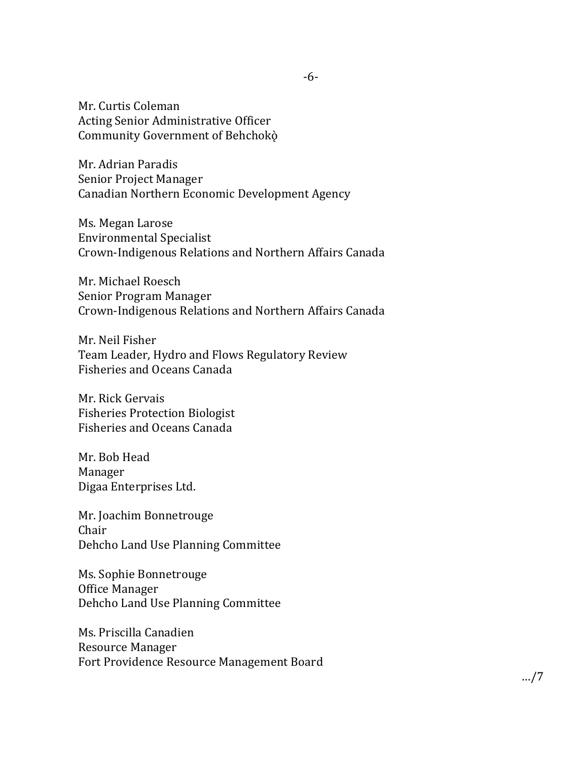Mr. Curtis Coleman
Acting Senior Administrative Officer
Community Government of Behchokǫ̀

Mr. Adrian Paradis
Senior Project Manager
Canadian Northern Economic Development Agency

Ms. Megan Larose
Environmental Specialist
Crown-Indigenous Relations and Northern Affairs Canada

Mr. Michael Roesch
Senior Program Manager
Crown-Indigenous Relations and Northern Affairs Canada

Mr. Neil Fisher
Team Leader, Hydro and Flows Regulatory Review
Fisheries and Oceans Canada

Mr. Rick Gervais
Fisheries Protection Biologist
Fisheries and Oceans Canada

Mr. Bob Head
Manager
Digaa Enterprises Ltd.

Mr. Joachim Bonnetrouge
Chair
Dehcho Land Use Planning Committee

Ms. Sophie Bonnetrouge
Office Manager
Dehcho Land Use Planning Committee

Ms. Priscilla Canadien
Resource Manager
Fort Providence Resource Management Board

…/7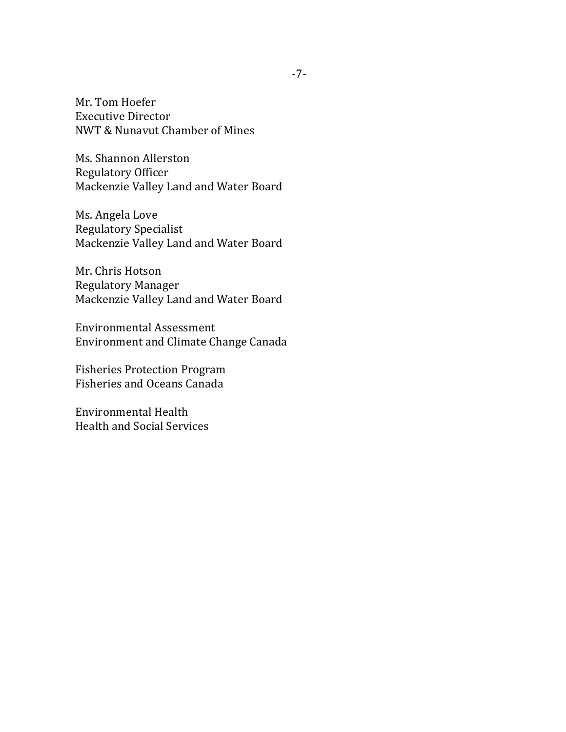Mr. Tom Hoefer
Executive Director
NWT & Nunavut Chamber of Mines

Ms. Shannon Allerston
Regulatory Officer
Mackenzie Valley Land and Water Board

Ms. Angela Love
Regulatory Specialist
Mackenzie Valley Land and Water Board

Mr. Chris Hotson
Regulatory Manager
Mackenzie Valley Land and Water Board

Environmental Assessment
Environment and Climate Change Canada

Fisheries Protection Program
Fisheries and Oceans Canada

Environmental Health
Health and Social Services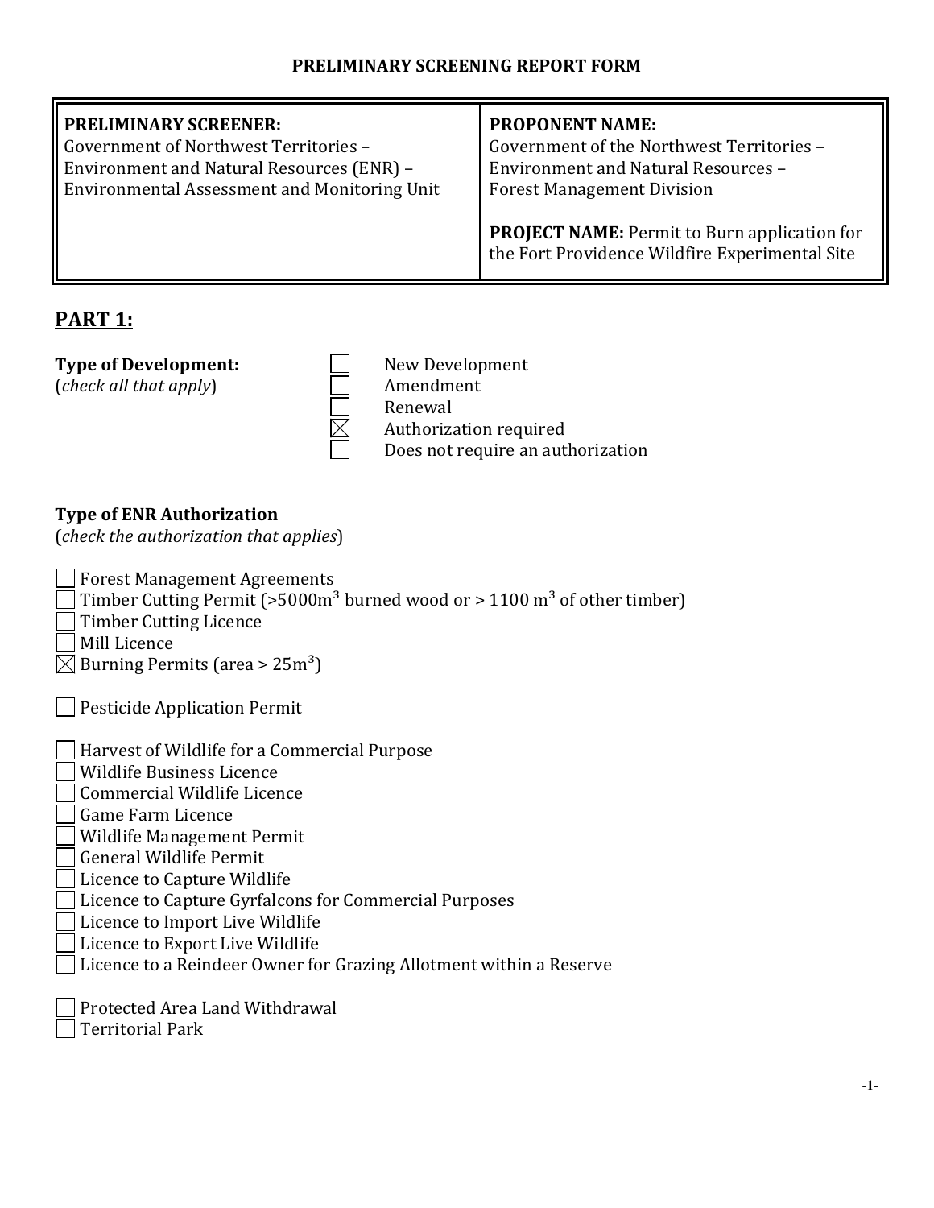# PRELIMINARY SCREENING REPORT FORM

| **PRELIMINARY SCREENER:**<br>Government of Northwest Territories – Environment and Natural Resources (ENR) – Environmental Assessment and Monitoring Unit | **PROPONENT NAME:**<br>Government of the Northwest Territories – Environment and Natural Resources – Forest Management Division<br><br>**PROJECT NAME:** Permit to Burn application for the Fort Providence Wildfire Experimental Site |
|---|---|

## PART 1:

**Type of Development:**
(*check all that apply*)

- ☐ New Development
- ☐ Amendment
- ☐ Renewal
- ☒ Authorization required
- ☐ Does not require an authorization

**Type of ENR Authorization**
(*check the authorization that applies*)

- ☐ Forest Management Agreements
- ☐ Timber Cutting Permit (>5000m$^3$ burned wood or > 1100 m$^3$ of other timber)
- ☐ Timber Cutting Licence
- ☐ Mill Licence
- ☒ Burning Permits (area > 25m$^3$)

- ☐ Pesticide Application Permit

- ☐ Harvest of Wildlife for a Commercial Purpose
- ☐ Wildlife Business Licence
- ☐ Commercial Wildlife Licence
- ☐ Game Farm Licence
- ☐ Wildlife Management Permit
- ☐ General Wildlife Permit
- ☐ Licence to Capture Wildlife
- ☐ Licence to Capture Gyrfalcons for Commercial Purposes
- ☐ Licence to Import Live Wildlife
- ☐ Licence to Export Live Wildlife
- ☐ Licence to a Reindeer Owner for Grazing Allotment within a Reserve

- ☐ Protected Area Land Withdrawal
- ☐ Territorial Park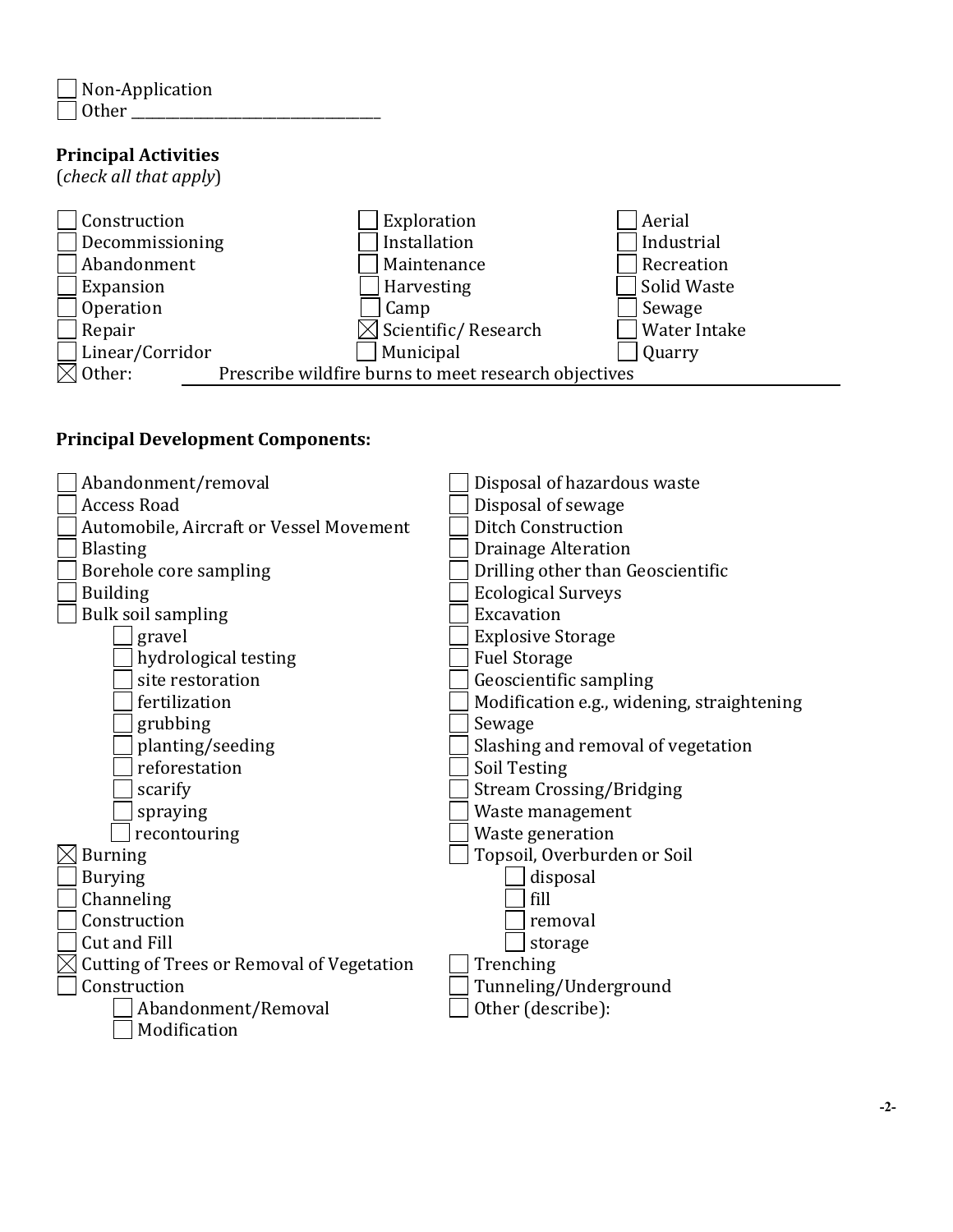- [ ] Non-Application
- [ ] Other ___________________________________

**Principal Activities**
(*check all that apply*)

- [ ] Construction
- [ ] Decommissioning
- [ ] Abandonment
- [ ] Expansion
- [ ] Operation
- [ ] Repair
- [ ] Linear/Corridor
- [ ] Exploration
- [ ] Installation
- [ ] Maintenance
- [ ] Harvesting
- [ ] Camp
- [x] Scientific/ Research
- [ ] Municipal
- [ ] Aerial
- [ ] Industrial
- [ ] Recreation
- [ ] Solid Waste
- [ ] Sewage
- [ ] Water Intake
- [ ] Quarry
- [x] Other: Prescribe wildfire burns to meet research objectives

**Principal Development Components:**

- [ ] Abandonment/removal
- [ ] Access Road
- [ ] Automobile, Aircraft or Vessel Movement
- [ ] Blasting
- [ ] Borehole core sampling
- [ ] Building
- [ ] Bulk soil sampling
  - [ ] gravel
  - [ ] hydrological testing
  - [ ] site restoration
  - [ ] fertilization
  - [ ] grubbing
  - [ ] planting/seeding
  - [ ] reforestation
  - [ ] scarify
  - [ ] spraying
  - [ ] recontouring
- [x] Burning
- [ ] Burying
- [ ] Channeling
- [ ] Construction
- [ ] Cut and Fill
- [x] Cutting of Trees or Removal of Vegetation
- [ ] Construction
  - [ ] Abandonment/Removal
  - [ ] Modification
- [ ] Disposal of hazardous waste
- [ ] Disposal of sewage
- [ ] Ditch Construction
- [ ] Drainage Alteration
- [ ] Drilling other than Geoscientific
- [ ] Ecological Surveys
- [ ] Excavation
- [ ] Explosive Storage
- [ ] Fuel Storage
- [ ] Geoscientific sampling
- [ ] Modification e.g., widening, straightening
- [ ] Sewage
- [ ] Slashing and removal of vegetation
- [ ] Soil Testing
- [ ] Stream Crossing/Bridging
- [ ] Waste management
- [ ] Waste generation
- [ ] Topsoil, Overburden or Soil
  - [ ] disposal
  - [ ] fill
  - [ ] removal
  - [ ] storage
- [ ] Trenching
- [ ] Tunneling/Underground
- [ ] Other (describe):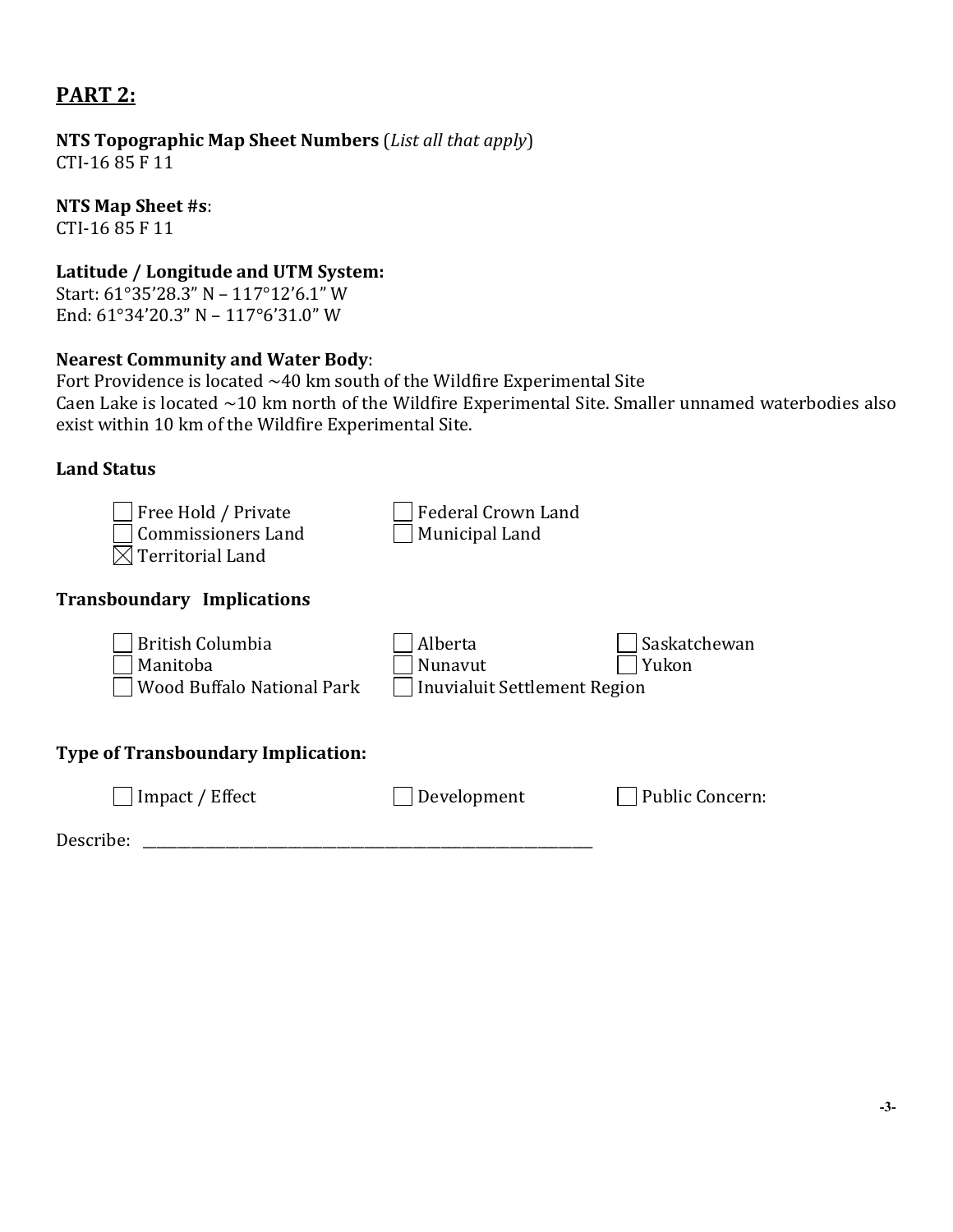## PART 2:

**NTS Topographic Map Sheet Numbers** (*List all that apply*)
CTI-16 85 F 11

**NTS Map Sheet #s**:
CTI-16 85 F 11

**Latitude / Longitude and UTM System:**
Start: 61°35’28.3” N – 117°12’6.1” W
End: 61°34’20.3” N – 117°6’31.0” W

**Nearest Community and Water Body**:
Fort Providence is located ~40 km south of the Wildfire Experimental Site
Caen Lake is located ~10 km north of the Wildfire Experimental Site. Smaller unnamed waterbodies also exist within 10 km of the Wildfire Experimental Site.

**Land Status**

- ☐ Free Hold / Private
- ☐ Federal Crown Land
- ☐ Commissioners Land
- ☐ Municipal Land
- ☒ Territorial Land

**Transboundary Implications**

- ☐ British Columbia
- ☐ Alberta
- ☐ Saskatchewan
- ☐ Manitoba
- ☐ Nunavut
- ☐ Yukon
- ☐ Wood Buffalo National Park
- ☐ Inuvialuit Settlement Region

**Type of Transboundary Implication:**

- ☐ Impact / Effect
- ☐ Development
- ☐ Public Concern:

Describe: ____________________________________________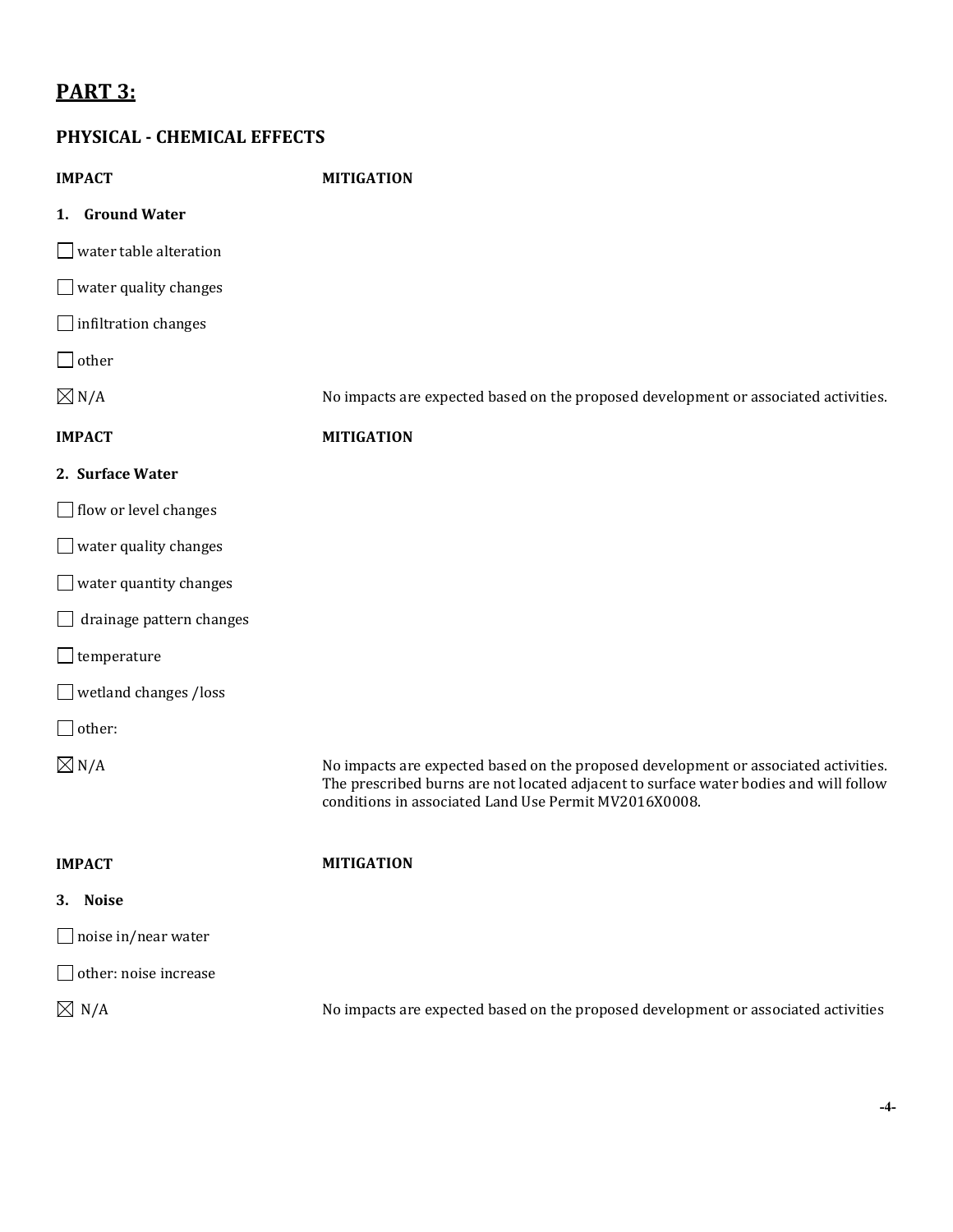## PART 3:

### PHYSICAL - CHEMICAL EFFECTS

| IMPACT | MITIGATION |
|---|---|
| **1. Ground Water** | |
| ☐ water table alteration | |
| ☐ water quality changes | |
| ☐ infiltration changes | |
| ☐ other | |
| ☒ N/A | No impacts are expected based on the proposed development or associated activities. |

| IMPACT | MITIGATION |
|---|---|
| **2. Surface Water** | |
| ☐ flow or level changes | |
| ☐ water quality changes | |
| ☐ water quantity changes | |
| ☐ drainage pattern changes | |
| ☐ temperature | |
| ☐ wetland changes /loss | |
| ☐ other: | |
| ☒ N/A | No impacts are expected based on the proposed development or associated activities. The prescribed burns are not located adjacent to surface water bodies and will follow conditions in associated Land Use Permit MV2016X0008. |

| IMPACT | MITIGATION |
|---|---|
| **3. Noise** | |
| ☐ noise in/near water | |
| ☐ other: noise increase | |
| ☒ N/A | No impacts are expected based on the proposed development or associated activities |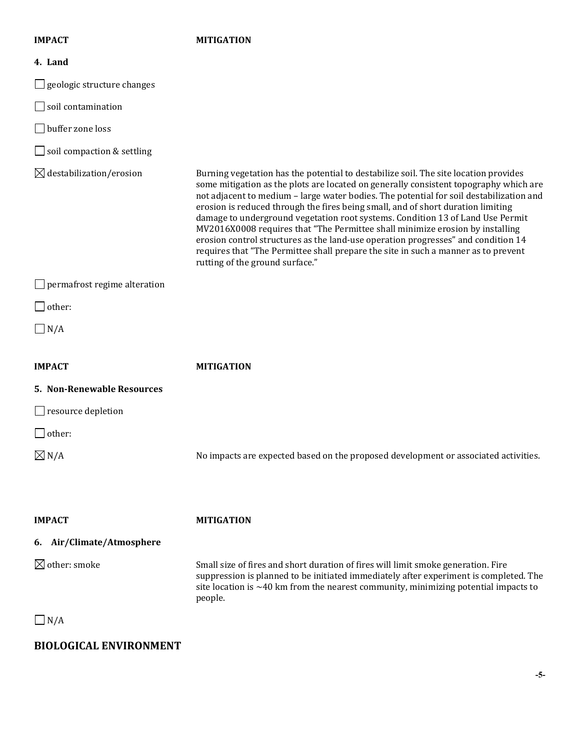| IMPACT | MITIGATION |
|---|---|
| **4. Land** | |
| ☐ geologic structure changes | |
| ☐ soil contamination | |
| ☐ buffer zone loss | |
| ☐ soil compaction & settling | |
| ☒ destabilization/erosion | Burning vegetation has the potential to destabilize soil. The site location provides some mitigation as the plots are located on generally consistent topography which are not adjacent to medium – large water bodies. The potential for soil destabilization and erosion is reduced through the fires being small, and of short duration limiting damage to underground vegetation root systems. Condition 13 of Land Use Permit MV2016X0008 requires that "The Permittee shall minimize erosion by installing erosion control structures as the land-use operation progresses" and condition 14 requires that "The Permittee shall prepare the site in such a manner as to prevent rutting of the ground surface." |
| ☐ permafrost regime alteration | |
| ☐ other: | |
| ☐ N/A | |

| IMPACT | MITIGATION |
|---|---|
| **5. Non-Renewable Resources** | |
| ☐ resource depletion | |
| ☐ other: | |
| ☒ N/A | No impacts are expected based on the proposed development or associated activities. |

| IMPACT | MITIGATION |
|---|---|
| **6. Air/Climate/Atmosphere** | |
| ☒ other: smoke | Small size of fires and short duration of fires will limit smoke generation. Fire suppression is planned to be initiated immediately after experiment is completed. The site location is ~40 km from the nearest community, minimizing potential impacts to people. |
| ☐ N/A | |

## BIOLOGICAL ENVIRONMENT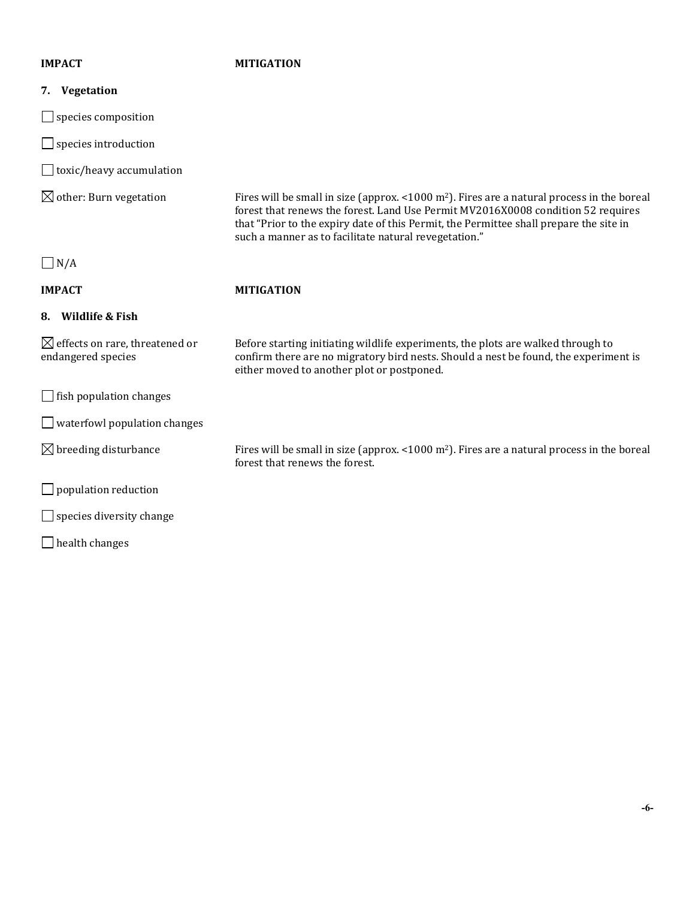| IMPACT | MITIGATION |
|---|---|
| **7. Vegetation** | |
| ☐ species composition | |
| ☐ species introduction | |
| ☐ toxic/heavy accumulation | |
| ☒ other: Burn vegetation | Fires will be small in size (approx. <1000 $m^2$). Fires are a natural process in the boreal forest that renews the forest. Land Use Permit MV2016X0008 condition 52 requires that "Prior to the expiry date of this Permit, the Permittee shall prepare the site in such a manner as to facilitate natural revegetation." |
| ☐ N/A | |

| IMPACT | MITIGATION |
|---|---|
| **8. Wildlife & Fish** | |
| ☒ effects on rare, threatened or endangered species | Before starting initiating wildlife experiments, the plots are walked through to confirm there are no migratory bird nests. Should a nest be found, the experiment is either moved to another plot or postponed. |
| ☐ fish population changes | |
| ☐ waterfowl population changes | |
| ☒ breeding disturbance | Fires will be small in size (approx. <1000 $m^2$). Fires are a natural process in the boreal forest that renews the forest. |
| ☐ population reduction | |
| ☐ species diversity change | |
| ☐ health changes | |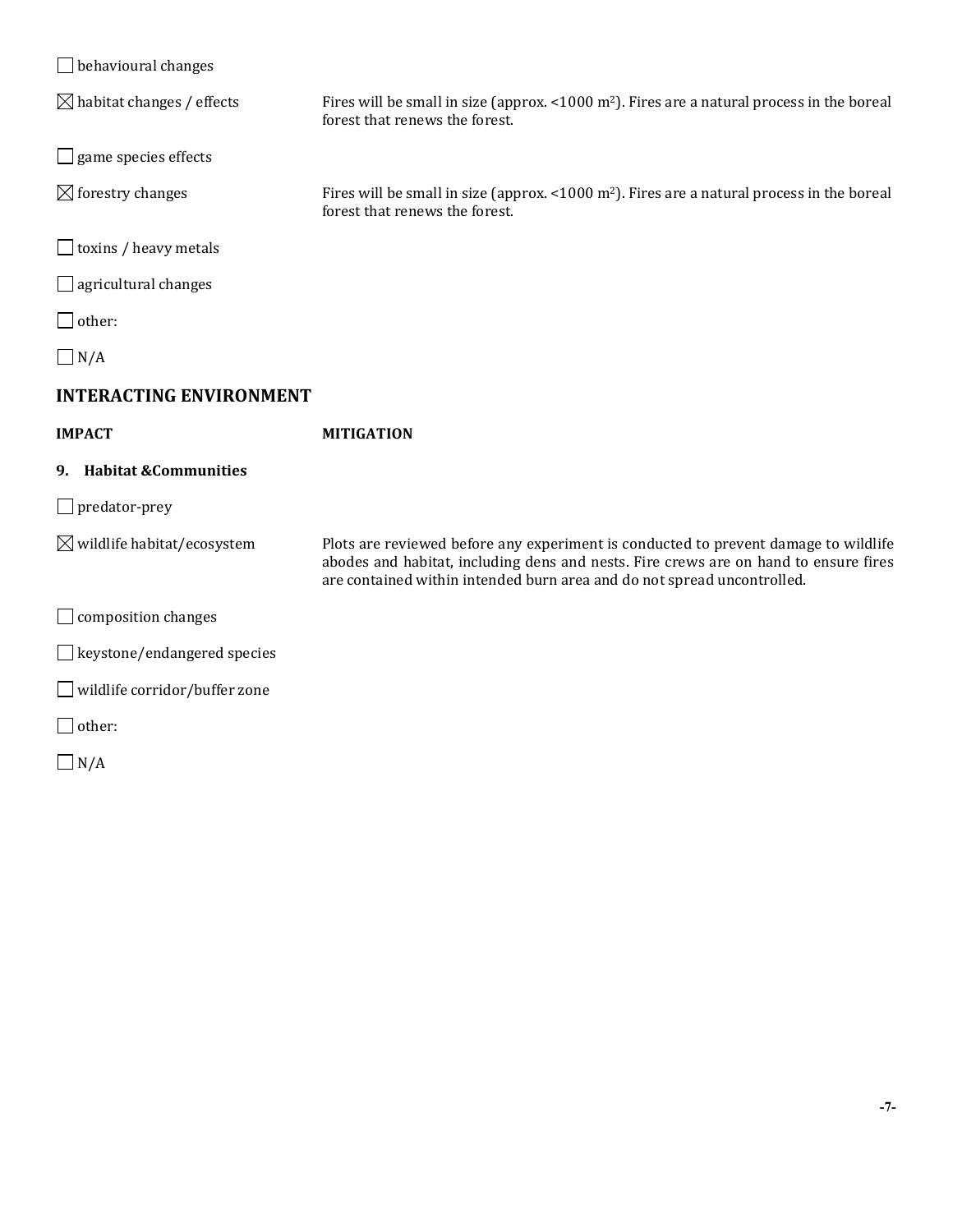☐ behavioural changes

☒ habitat changes / effects — Fires will be small in size (approx. <1000 m$^2$). Fires are a natural process in the boreal forest that renews the forest.

☐ game species effects

☒ forestry changes — Fires will be small in size (approx. <1000 m$^2$). Fires are a natural process in the boreal forest that renews the forest.

☐ toxins / heavy metals

☐ agricultural changes

☐ other:

☐ N/A

## INTERACTING ENVIRONMENT

**IMPACT** — **MITIGATION**

**9. Habitat &Communities**

☐ predator-prey

☒ wildlife habitat/ecosystem — Plots are reviewed before any experiment is conducted to prevent damage to wildlife abodes and habitat, including dens and nests. Fire crews are on hand to ensure fires are contained within intended burn area and do not spread uncontrolled.

☐ composition changes

☐ keystone/endangered species

☐ wildlife corridor/buffer zone

☐ other:

☐ N/A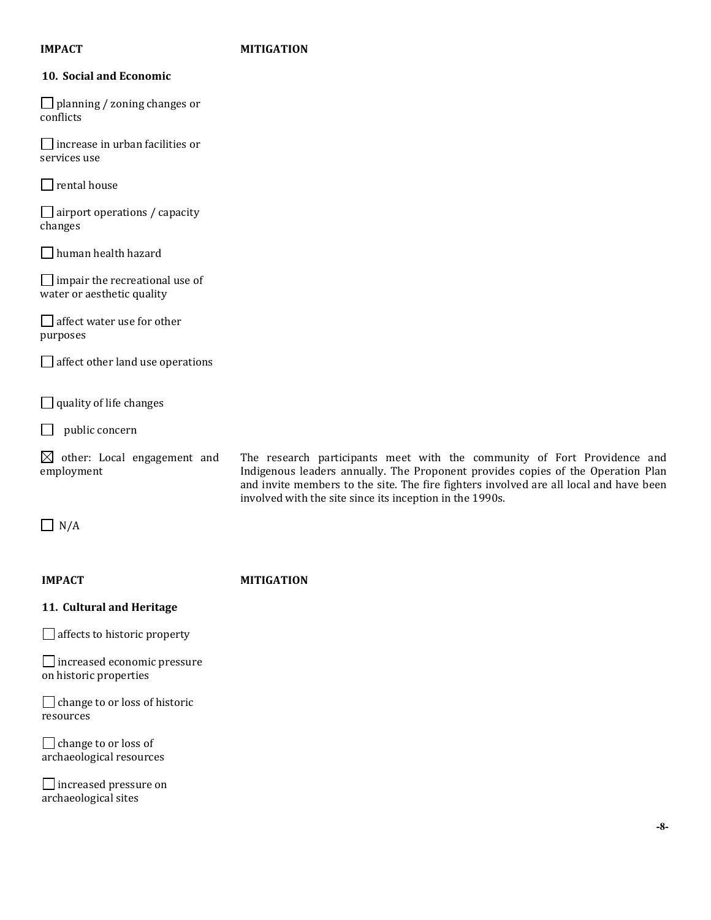| IMPACT | MITIGATION |
| --- | --- |
| **10. Social and Economic** | |
| ☐ planning / zoning changes or conflicts | |
| ☐ increase in urban facilities or services use | |
| ☐ rental house | |
| ☐ airport operations / capacity changes | |
| ☐ human health hazard | |
| ☐ impair the recreational use of water or aesthetic quality | |
| ☐ affect water use for other purposes | |
| ☐ affect other land use operations | |
| ☐ quality of life changes | |
| ☐ public concern | |
| ☒ other: Local engagement and employment | The research participants meet with the community of Fort Providence and Indigenous leaders annually. The Proponent provides copies of the Operation Plan and invite members to the site. The fire fighters involved are all local and have been involved with the site since its inception in the 1990s. |
| ☐ N/A | |

| IMPACT | MITIGATION |
| --- | --- |
| **11. Cultural and Heritage** | |
| ☐ affects to historic property | |
| ☐ increased economic pressure on historic properties | |
| ☐ change to or loss of historic resources | |
| ☐ change to or loss of archaeological resources | |
| ☐ increased pressure on archaeological sites | |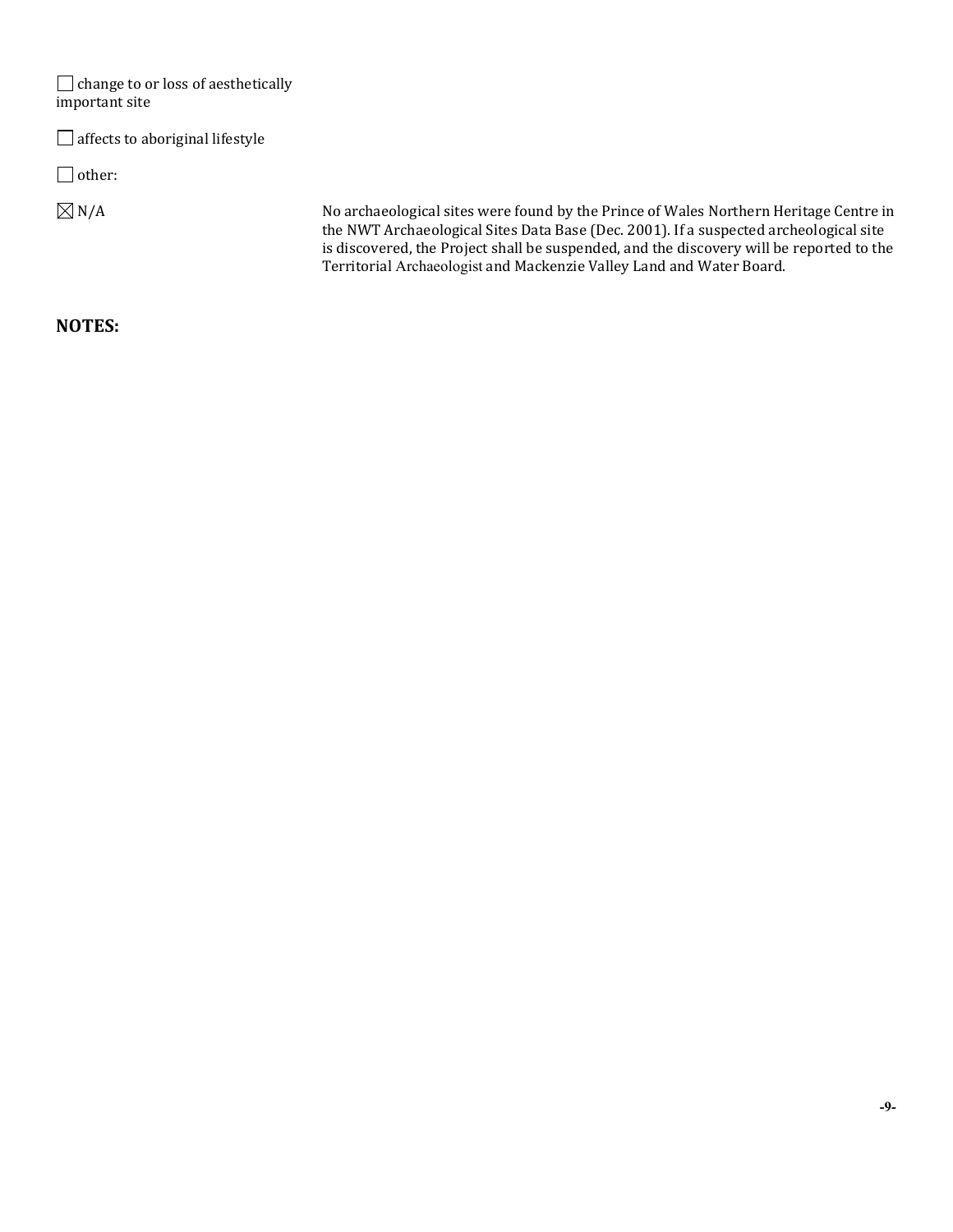☐ change to or loss of aesthetically important site

☐ affects to aboriginal lifestyle

☐ other:

☒ N/A — No archaeological sites were found by the Prince of Wales Northern Heritage Centre in the NWT Archaeological Sites Data Base (Dec. 2001). If a suspected archeological site is discovered, the Project shall be suspended, and the discovery will be reported to the Territorial Archaeologist and Mackenzie Valley Land and Water Board.

**NOTES:**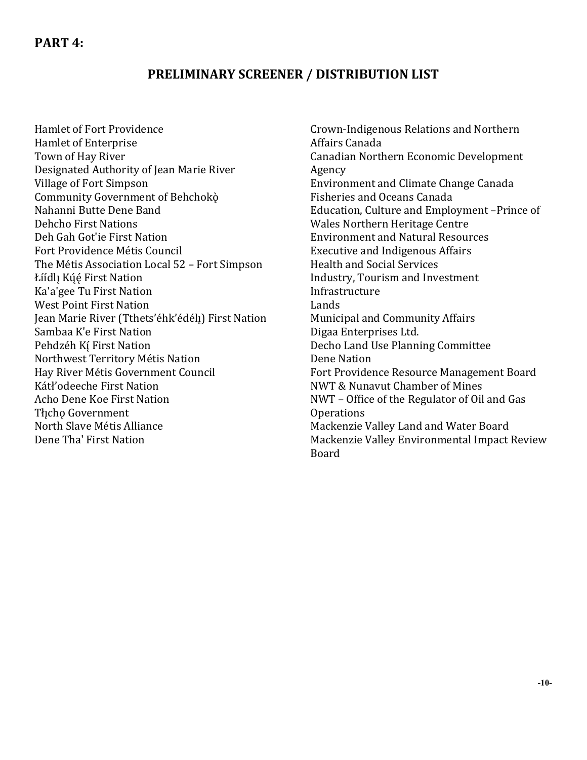## PART 4:

### PRELIMINARY SCREENER / DISTRIBUTION LIST

Hamlet of Fort Providence
Hamlet of Enterprise
Town of Hay River
Designated Authority of Jean Marie River
Village of Fort Simpson
Community Government of Behchokǫ̀
Nahanni Butte Dene Band
Dehcho First Nations
Deh Gah Got'ie First Nation
Fort Providence Métis Council
The Métis Association Local 52 – Fort Simpson
Łíídlı̨ Kų́ę́ First Nation
Ka'a'gee Tu First Nation
West Point First Nation
Jean Marie River (Tthets'éhk'édélı̨) First Nation
Sambaa K'e First Nation
Pehdzéh Kı̨́ First Nation
Northwest Territory Métis Nation
Hay River Métis Government Council
Kátł'odeeche First Nation
Acho Dene Koe First Nation
Tłı̨chǫ Government
North Slave Métis Alliance
Dene Tha' First Nation

Crown-Indigenous Relations and Northern Affairs Canada
Canadian Northern Economic Development Agency
Environment and Climate Change Canada
Fisheries and Oceans Canada
Education, Culture and Employment –Prince of Wales Northern Heritage Centre
Environment and Natural Resources
Executive and Indigenous Affairs
Health and Social Services
Industry, Tourism and Investment
Infrastructure
Lands
Municipal and Community Affairs
Digaa Enterprises Ltd.
Decho Land Use Planning Committee
Dene Nation
Fort Providence Resource Management Board
NWT & Nunavut Chamber of Mines
NWT – Office of the Regulator of Oil and Gas Operations
Mackenzie Valley Land and Water Board
Mackenzie Valley Environmental Impact Review Board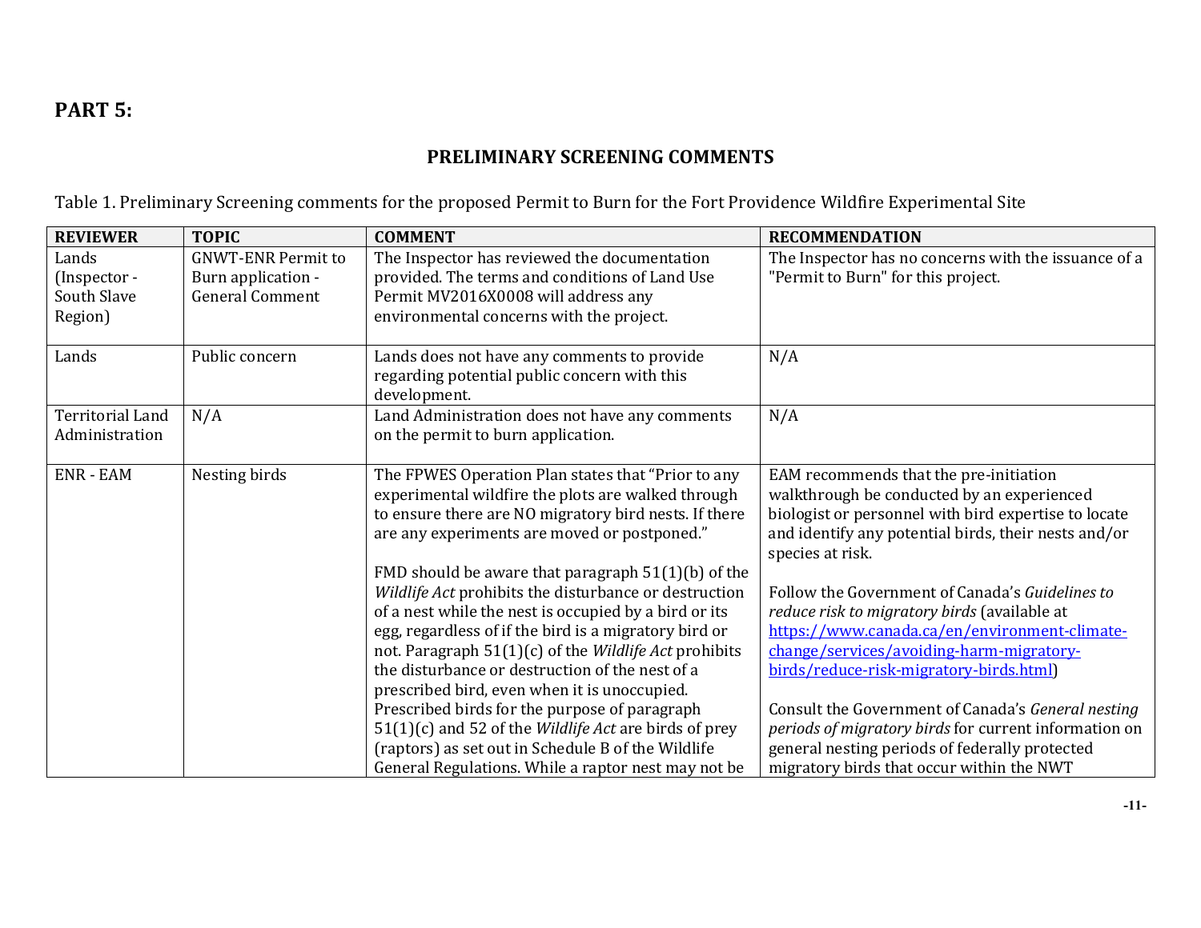## PART 5:

### PRELIMINARY SCREENING COMMENTS

Table 1. Preliminary Screening comments for the proposed Permit to Burn for the Fort Providence Wildfire Experimental Site

| REVIEWER | TOPIC | COMMENT | RECOMMENDATION |
|---|---|---|---|
| Lands (Inspector - South Slave Region) | GNWT-ENR Permit to Burn application - General Comment | The Inspector has reviewed the documentation provided. The terms and conditions of Land Use Permit MV2016X0008 will address any environmental concerns with the project. | The Inspector has no concerns with the issuance of a "Permit to Burn" for this project. |
| Lands | Public concern | Lands does not have any comments to provide regarding potential public concern with this development. | N/A |
| Territorial Land Administration | N/A | Land Administration does not have any comments on the permit to burn application. | N/A |
| ENR - EAM | Nesting birds | The FPWES Operation Plan states that "Prior to any experimental wildfire the plots are walked through to ensure there are NO migratory bird nests. If there are any experiments are moved or postponed."<br><br>FMD should be aware that paragraph 51(1)(b) of the *Wildlife Act* prohibits the disturbance or destruction of a nest while the nest is occupied by a bird or its egg, regardless of if the bird is a migratory bird or not. Paragraph 51(1)(c) of the *Wildlife Act* prohibits the disturbance or destruction of the nest of a prescribed bird, even when it is unoccupied. Prescribed birds for the purpose of paragraph 51(1)(c) and 52 of the *Wildlife Act* are birds of prey (raptors) as set out in Schedule B of the Wildlife General Regulations. While a raptor nest may not be | EAM recommends that the pre-initiation walkthrough be conducted by an experienced biologist or personnel with bird expertise to locate and identify any potential birds, their nests and/or species at risk.<br><br>Follow the Government of Canada's *Guidelines to reduce risk to migratory birds* (available at https://www.canada.ca/en/environment-climate-change/services/avoiding-harm-migratory-birds/reduce-risk-migratory-birds.html)<br><br>Consult the Government of Canada's *General nesting periods of migratory birds* for current information on general nesting periods of federally protected migratory birds that occur within the NWT |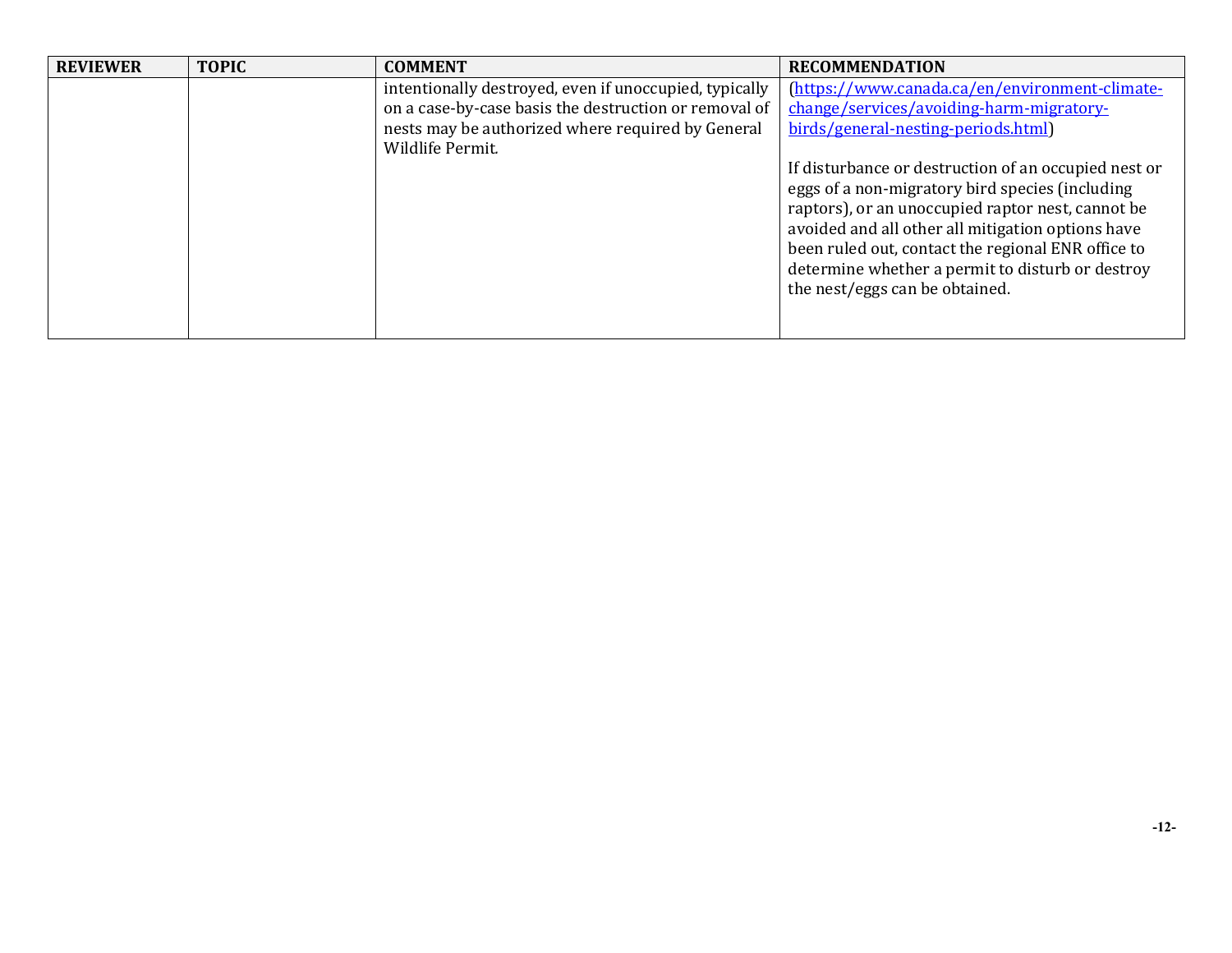| REVIEWER | TOPIC | COMMENT | RECOMMENDATION |
| --- | --- | --- | --- |
| | | intentionally destroyed, even if unoccupied, typically on a case-by-case basis the destruction or removal of nests may be authorized where required by General Wildlife Permit. | (https://www.canada.ca/en/environment-climate-change/services/avoiding-harm-migratory-birds/general-nesting-periods.html)<br><br>If disturbance or destruction of an occupied nest or eggs of a non-migratory bird species (including raptors), or an unoccupied raptor nest, cannot be avoided and all other all mitigation options have been ruled out, contact the regional ENR office to determine whether a permit to disturb or destroy the nest/eggs can be obtained. |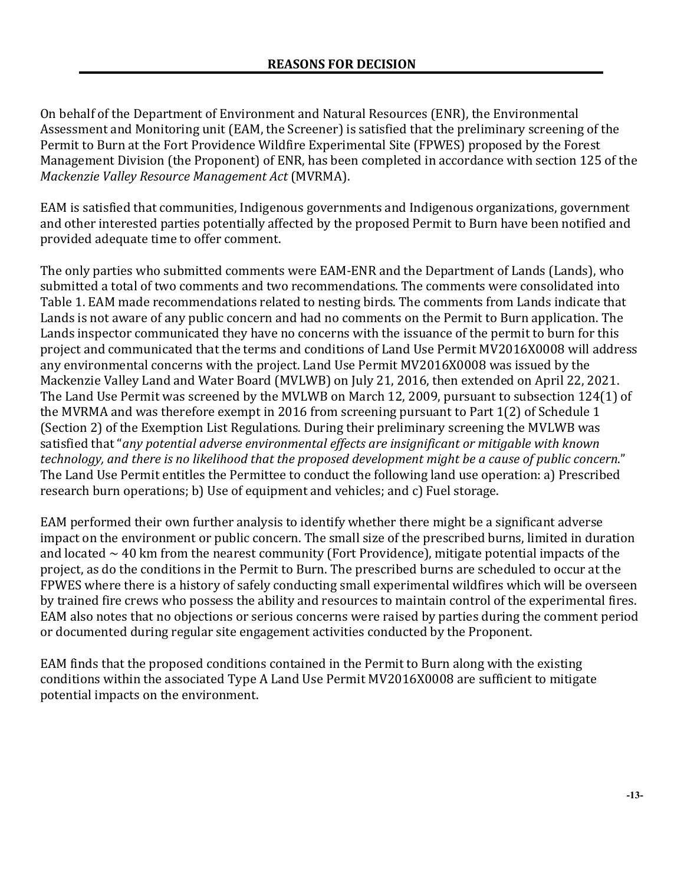## REASONS FOR DECISION

On behalf of the Department of Environment and Natural Resources (ENR), the Environmental Assessment and Monitoring unit (EAM, the Screener) is satisfied that the preliminary screening of the Permit to Burn at the Fort Providence Wildfire Experimental Site (FPWES) proposed by the Forest Management Division (the Proponent) of ENR, has been completed in accordance with section 125 of the *Mackenzie Valley Resource Management Act* (MVRMA).

EAM is satisfied that communities, Indigenous governments and Indigenous organizations, government and other interested parties potentially affected by the proposed Permit to Burn have been notified and provided adequate time to offer comment.

The only parties who submitted comments were EAM-ENR and the Department of Lands (Lands), who submitted a total of two comments and two recommendations. The comments were consolidated into Table 1. EAM made recommendations related to nesting birds. The comments from Lands indicate that Lands is not aware of any public concern and had no comments on the Permit to Burn application. The Lands inspector communicated they have no concerns with the issuance of the permit to burn for this project and communicated that the terms and conditions of Land Use Permit MV2016X0008 will address any environmental concerns with the project. Land Use Permit MV2016X0008 was issued by the Mackenzie Valley Land and Water Board (MVLWB) on July 21, 2016, then extended on April 22, 2021. The Land Use Permit was screened by the MVLWB on March 12, 2009, pursuant to subsection 124(1) of the MVRMA and was therefore exempt in 2016 from screening pursuant to Part 1(2) of Schedule 1 (Section 2) of the Exemption List Regulations. During their preliminary screening the MVLWB was satisfied that "*any potential adverse environmental effects are insignificant or mitigable with known technology, and there is no likelihood that the proposed development might be a cause of public concern*." The Land Use Permit entitles the Permittee to conduct the following land use operation: a) Prescribed research burn operations; b) Use of equipment and vehicles; and c) Fuel storage.

EAM performed their own further analysis to identify whether there might be a significant adverse impact on the environment or public concern. The small size of the prescribed burns, limited in duration and located ~ 40 km from the nearest community (Fort Providence), mitigate potential impacts of the project, as do the conditions in the Permit to Burn. The prescribed burns are scheduled to occur at the FPWES where there is a history of safely conducting small experimental wildfires which will be overseen by trained fire crews who possess the ability and resources to maintain control of the experimental fires. EAM also notes that no objections or serious concerns were raised by parties during the comment period or documented during regular site engagement activities conducted by the Proponent.

EAM finds that the proposed conditions contained in the Permit to Burn along with the existing conditions within the associated Type A Land Use Permit MV2016X0008 are sufficient to mitigate potential impacts on the environment.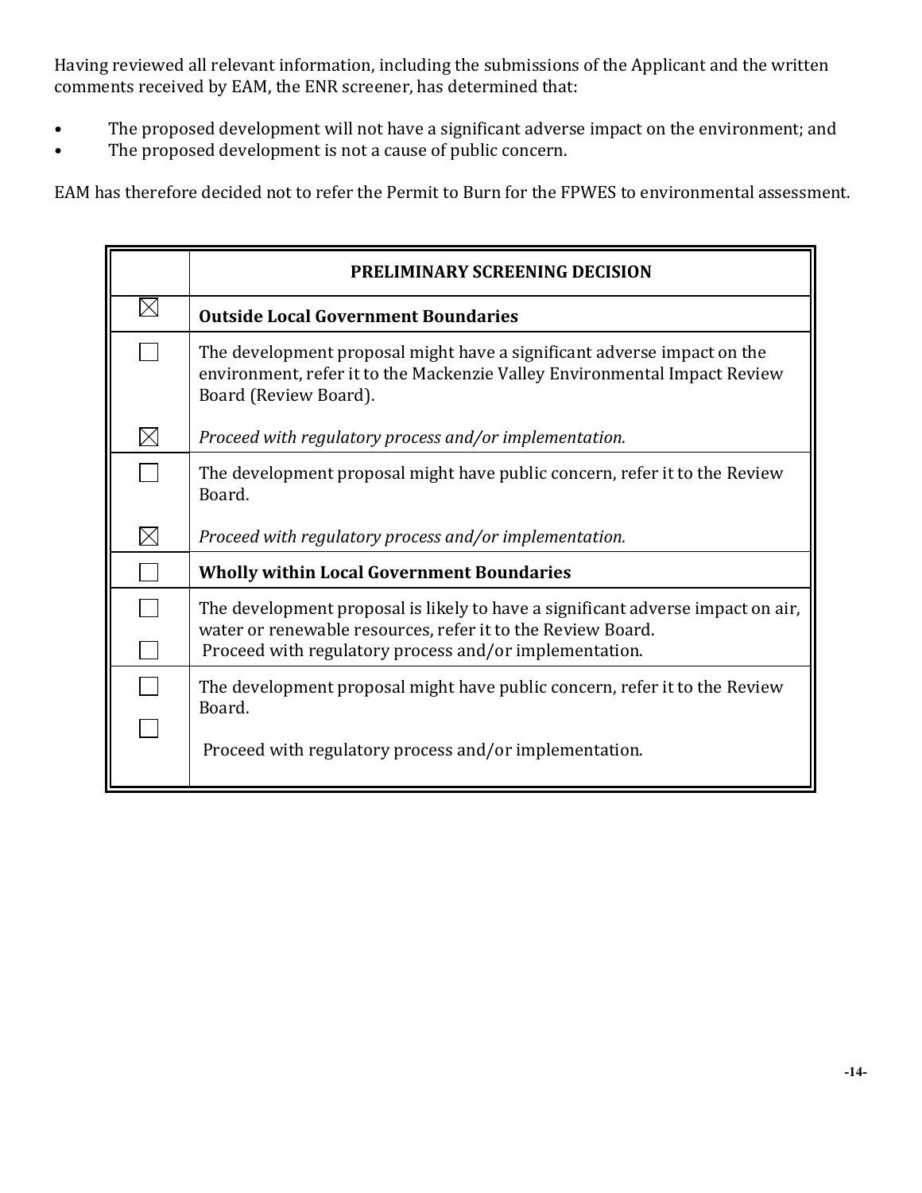Having reviewed all relevant information, including the submissions of the Applicant and the written comments received by EAM, the ENR screener, has determined that:

- The proposed development will not have a significant adverse impact on the environment; and
- The proposed development is not a cause of public concern.

EAM has therefore decided not to refer the Permit to Burn for the FPWES to environmental assessment.

| | PRELIMINARY SCREENING DECISION |
|---|---|
| ☒ | **Outside Local Government Boundaries** |
| ☐ | The development proposal might have a significant adverse impact on the environment, refer it to the Mackenzie Valley Environmental Impact Review Board (Review Board). |
| ☒ | *Proceed with regulatory process and/or implementation.* |
| ☐ | The development proposal might have public concern, refer it to the Review Board. |
| ☒ | *Proceed with regulatory process and/or implementation.* |
| ☐ | **Wholly within Local Government Boundaries** |
| ☐ | The development proposal is likely to have a significant adverse impact on air, water or renewable resources, refer it to the Review Board. |
| ☐ | Proceed with regulatory process and/or implementation. |
| ☐ | The development proposal might have public concern, refer it to the Review Board. |
| ☐ | Proceed with regulatory process and/or implementation. |